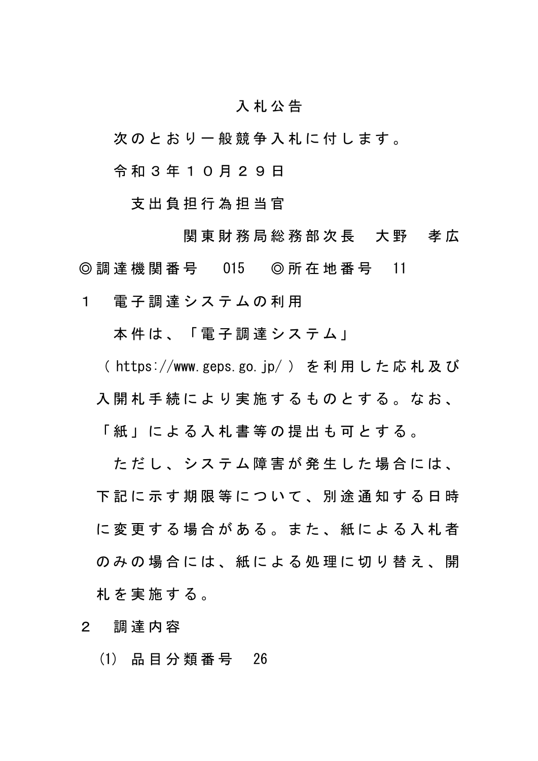# 入札公告

次のとおり一般競争入札に付します。

令和３年１０月２９日

支出負担行為担当官

関東財務局総務部次長　大野　孝広

◎調達機関番号　015　◎所在地番号　11

１　電子調達システムの利用

本件は、「電子調達システム」（https://www.geps.go.jp/）を利用した応札及び入開札手続により実施するものとする。なお、「紙」による入札書等の提出も可とする。

ただし、システム障害が発生した場合には、下記に示す期限等について、別途通知する日時に変更する場合がある。また、紙による入札者のみの場合には、紙による処理に切り替え、開札を実施する。

２　調達内容

⑴　品目分類番号　26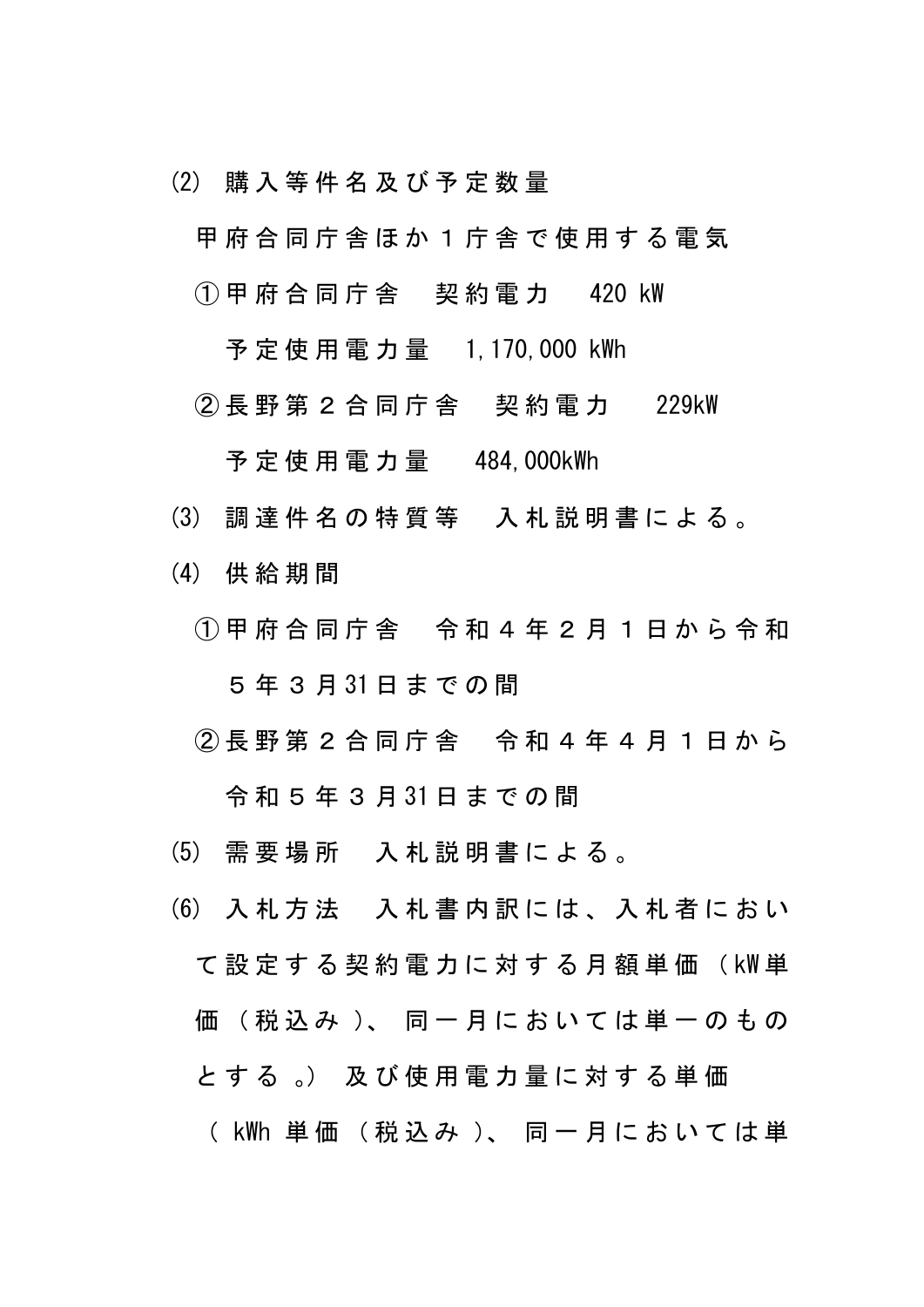(2) 購入等件名及び予定数量

甲府合同庁舎ほか１庁舎で使用する電気

①甲府合同庁舎　契約電力　420 kW

予定使用電力量　1,170,000 kWh

②長野第２合同庁舎　契約電力　229kW

予定使用電力量　484,000kWh

(3) 調達件名の特質等　入札説明書による。

(4) 供給期間

①甲府合同庁舎　令和４年２月１日から令和５年３月31日までの間

②長野第２合同庁舎　令和４年４月１日から令和５年３月31日までの間

(5) 需要場所　入札説明書による。

(6) 入札方法　入札書内訳には、入札者において設定する契約電力に対する月額単価（kW単価（税込み）、同一月においては単一のものとする。）及び使用電力量に対する単価（kWh 単価（税込み）、同一月においては単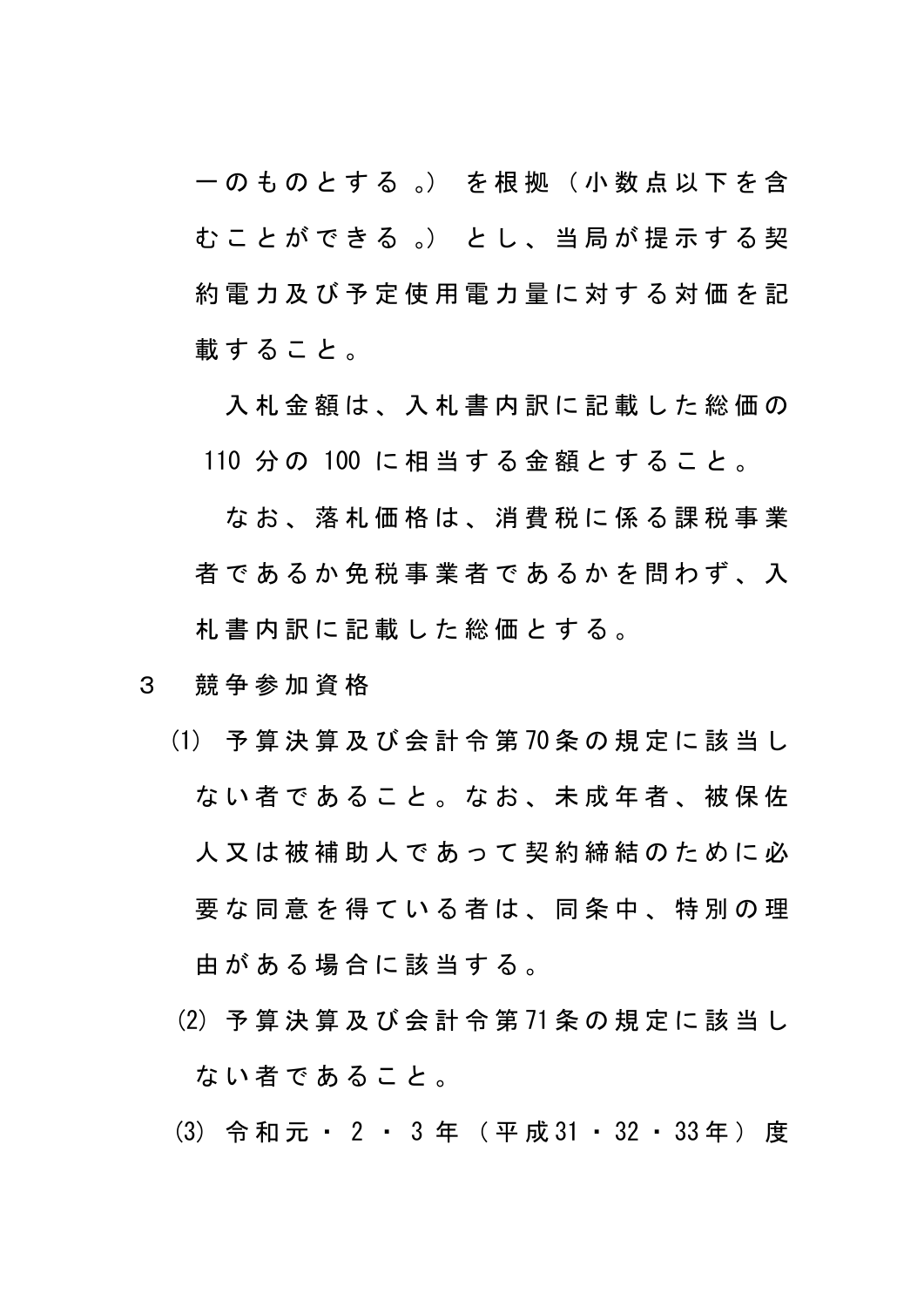一のものとする。）を根拠（小数点以下を含むことができる。）とし、当局が提示する契約電力及び予定使用電力量に対する対価を記載すること。

入札金額は、入札書内訳に記載した総価の110分の100に相当する金額とすること。

なお、落札価格は、消費税に係る課税事業者であるか免税事業者であるかを問わず、入札書内訳に記載した総価とする。

３　競争参加資格

⑴ 予算決算及び会計令第70条の規定に該当しない者であること。なお、未成年者、被保佐人又は被補助人であって契約締結のために必要な同意を得ている者は、同条中、特別の理由がある場合に該当する。

⑵ 予算決算及び会計令第71条の規定に該当しない者であること。

⑶ 令和元・２・３年（平成31・32・33年）度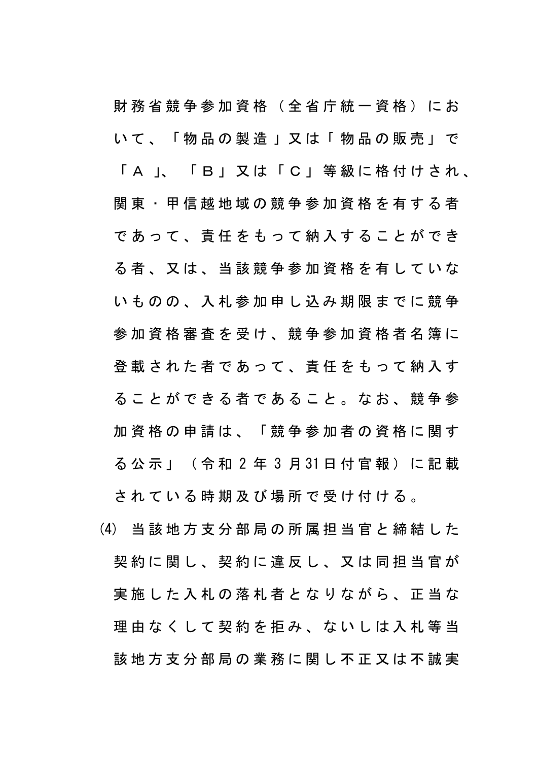財務省競争参加資格（全省庁統一資格）において、「物品の製造」又は「物品の販売」で「Ａ」、「Ｂ」又は「Ｃ」等級に格付けされ、関東・甲信越地域の競争参加資格を有する者であって、責任をもって納入することができる者、又は、当該競争参加資格を有していないものの、入札参加申し込み期限までに競争参加資格審査を受け、競争参加資格者名簿に登載された者であって、責任をもって納入することができる者であること。なお、競争参加資格の申請は、「競争参加者の資格に関する公示」（令和２年３月31日付官報）に記載されている時期及び場所で受け付ける。

(4) 当該地方支分部局の所属担当官と締結した契約に関し、契約に違反し、又は同担当官が実施した入札の落札者となりながら、正当な理由なくして契約を拒み、ないしは入札等当該地方支分部局の業務に関し不正又は不誠実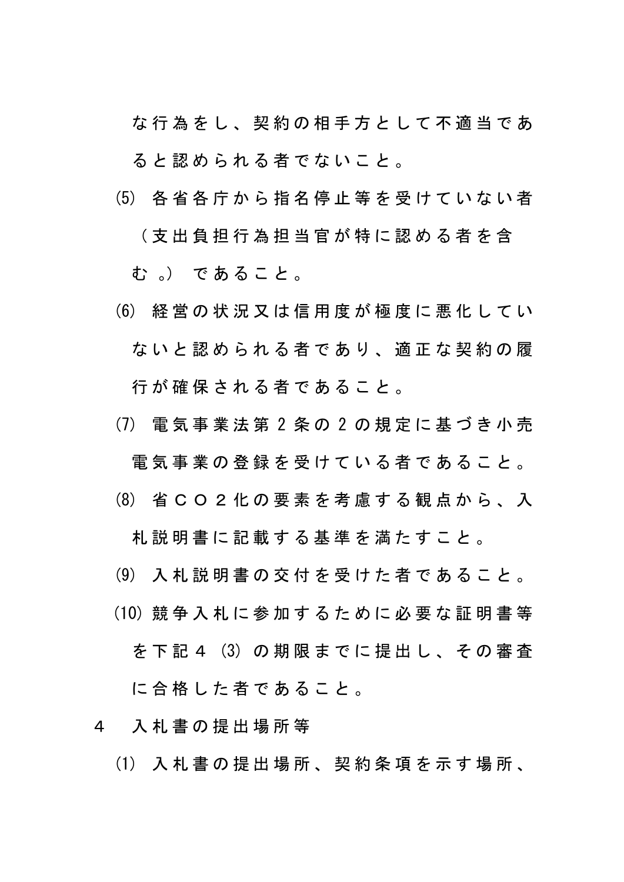な行為をし、契約の相手方として不適当であると認められる者でないこと。

(5) 各省各庁から指名停止等を受けていない者（支出負担行為担当官が特に認める者を含む。）であること。

(6) 経営の状況又は信用度が極度に悪化していないと認められる者であり、適正な契約の履行が確保される者であること。

(7) 電気事業法第２条の２の規定に基づき小売電気事業の登録を受けている者であること。

(8) 省ＣＯ２化の要素を考慮する観点から、入札説明書に記載する基準を満たすこと。

(9) 入札説明書の交付を受けた者であること。

(10) 競争入札に参加するために必要な証明書等を下記４(3)の期限までに提出し、その審査に合格した者であること。

４　入札書の提出場所等

(1) 入札書の提出場所、契約条項を示す場所、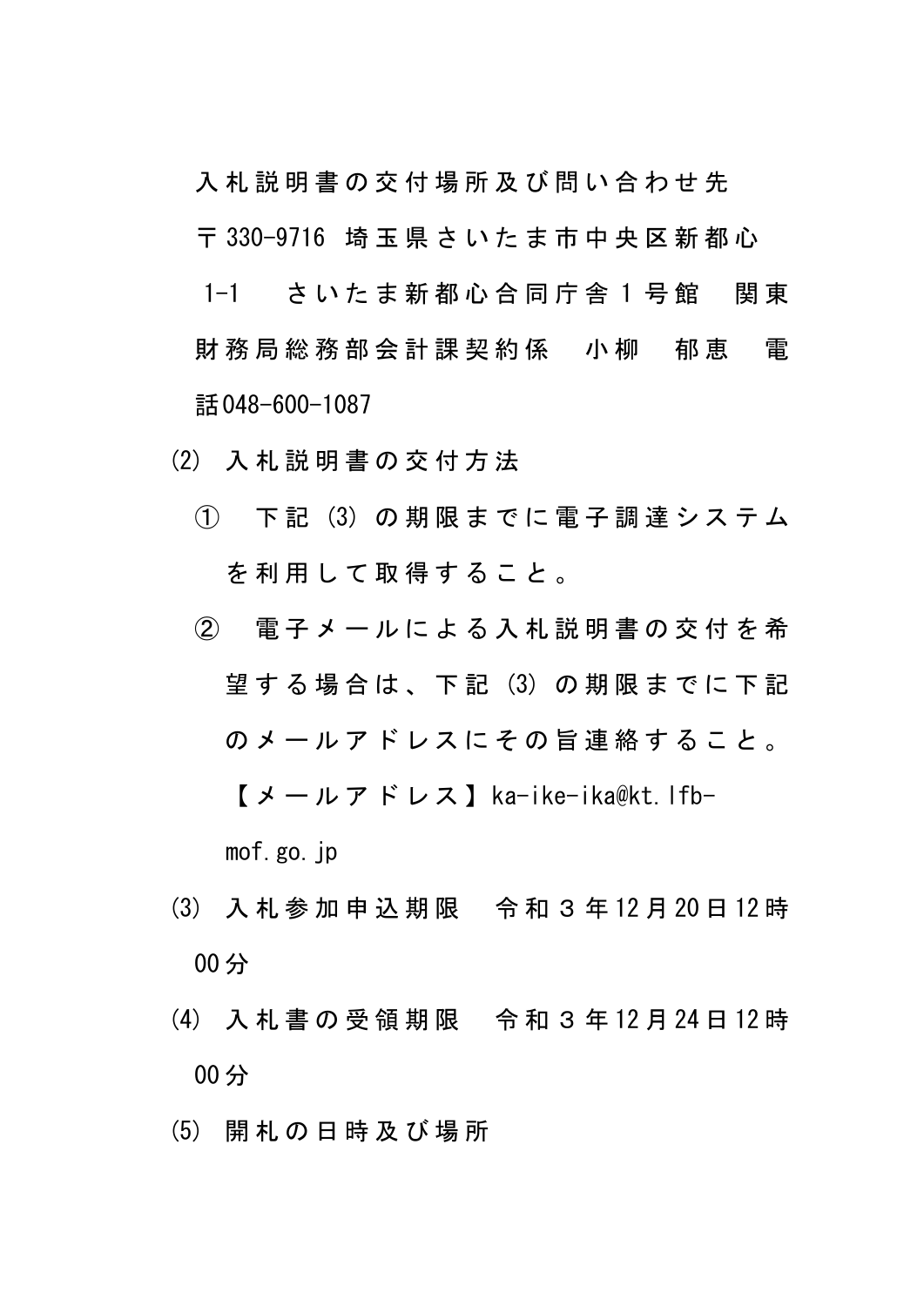入札説明書の交付場所及び問い合わせ先
〒330-9716 埼玉県さいたま市中央区新都心 1-1　さいたま新都心合同庁舎１号館　関東財務局総務部会計課契約係　小柳　郁恵　電話048-600-1087

⑵ 入札説明書の交付方法

① 下記⑶の期限までに電子調達システムを利用して取得すること。

② 電子メールによる入札説明書の交付を希望する場合は、下記⑶の期限までに下記のメールアドレスにその旨連絡すること。
【メールアドレス】ka-ike-ika@kt.lfb-mof.go.jp

⑶ 入札参加申込期限　令和３年12月20日12時00分

⑷ 入札書の受領期限　令和３年12月24日12時00分

⑸ 開札の日時及び場所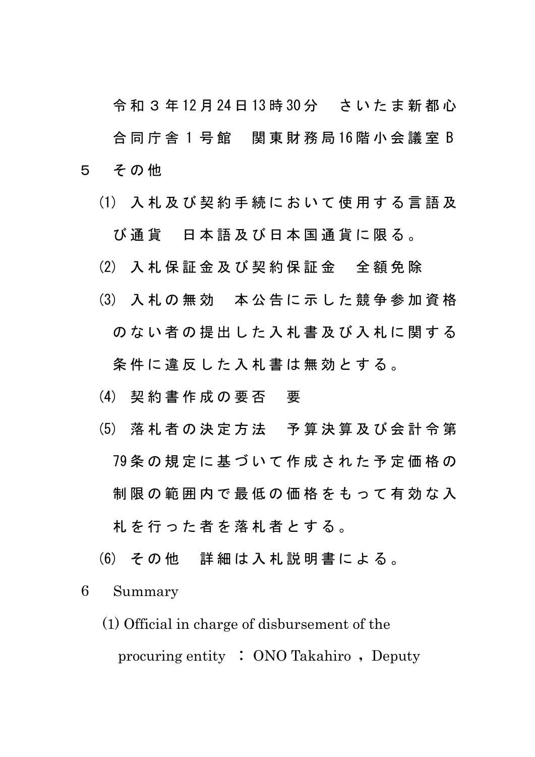令和３年12月24日13時30分　さいたま新都心合同庁舎１号館　関東財務局16階小会議室Ｂ

５　その他

⑴　入札及び契約手続において使用する言語及び通貨　日本語及び日本国通貨に限る。

⑵　入札保証金及び契約保証金　全額免除

⑶　入札の無効　本公告に示した競争参加資格のない者の提出した入札書及び入札に関する条件に違反した入札書は無効とする。

⑷　契約書作成の要否　要

⑸　落札者の決定方法　予算決算及び会計令第79条の規定に基づいて作成された予定価格の制限の範囲内で最低の価格をもって有効な入札を行った者を落札者とする。

⑹　その他　詳細は入札説明書による。

6　Summary

(1) Official in charge of disbursement of the procuring entity ： ONO Takahiro ， Deputy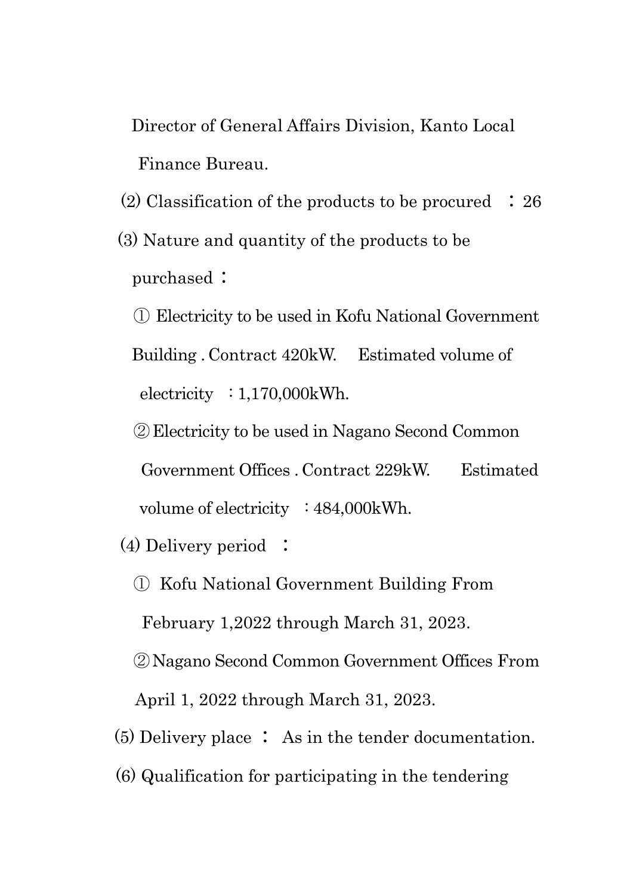Director of General Affairs Division, Kanto Local Finance Bureau.

(2) Classification of the products to be procured ： 26

(3) Nature and quantity of the products to be purchased：

① Electricity to be used in Kofu National Government Building . Contract 420kW. Estimated volume of electricity ：1,170,000kWh.

② Electricity to be used in Nagano Second Common Government Offices . Contract 229kW. Estimated volume of electricity ：484,000kWh.

(4) Delivery period ：

① Kofu National Government Building From February 1,2022 through March 31, 2023.

② Nagano Second Common Government Offices From April 1, 2022 through March 31, 2023.

(5) Delivery place ： As in the tender documentation.

(6) Qualification for participating in the tendering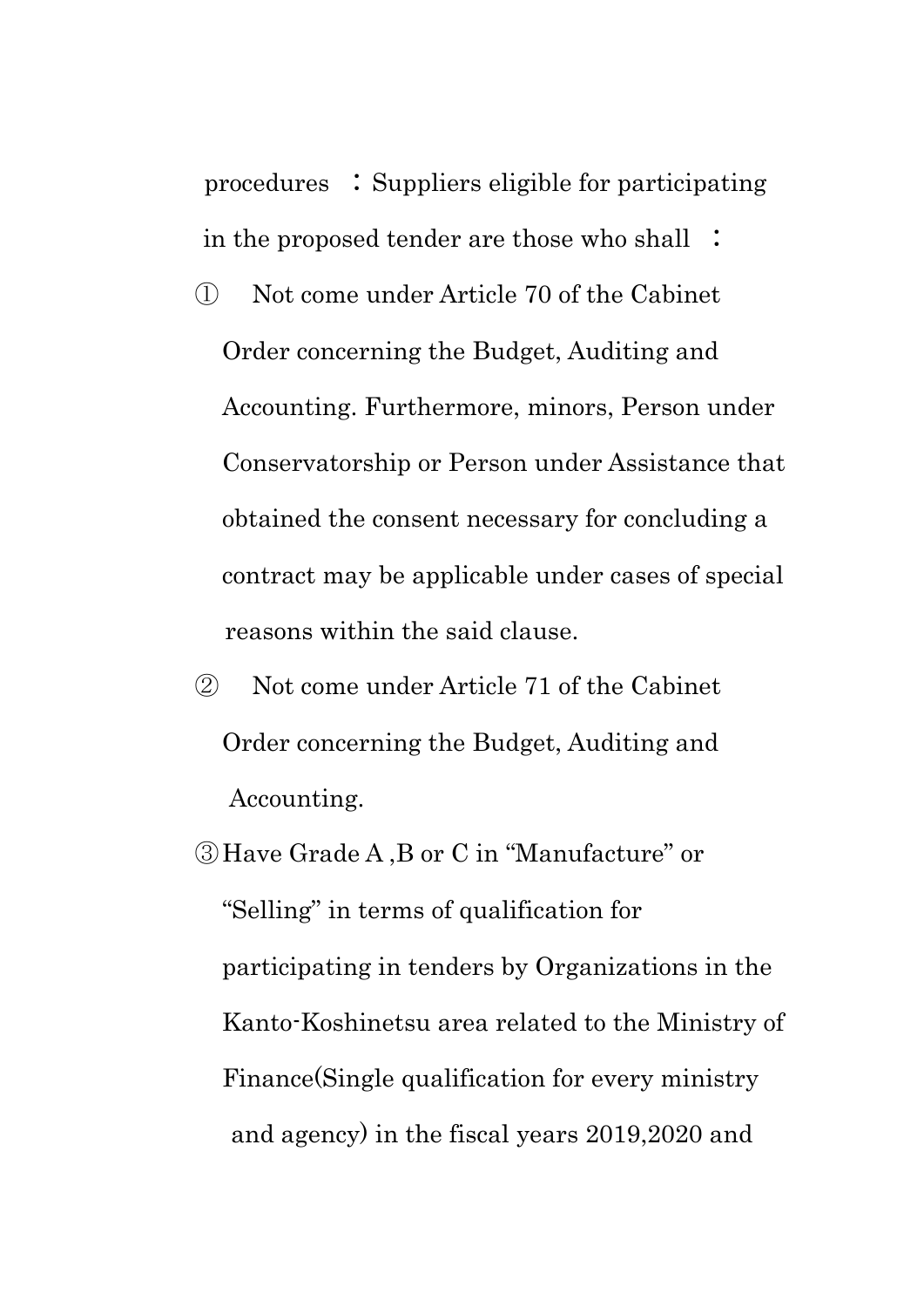procedures ： Suppliers eligible for participating in the proposed tender are those who shall ：

① Not come under Article 70 of the Cabinet Order concerning the Budget, Auditing and Accounting. Furthermore, minors, Person under Conservatorship or Person under Assistance that obtained the consent necessary for concluding a contract may be applicable under cases of special reasons within the said clause.

② Not come under Article 71 of the Cabinet Order concerning the Budget, Auditing and Accounting.

③ Have Grade A ,B or C in "Manufacture" or "Selling" in terms of qualification for participating in tenders by Organizations in the Kanto-Koshinetsu area related to the Ministry of Finance(Single qualification for every ministry and agency) in the fiscal years 2019,2020 and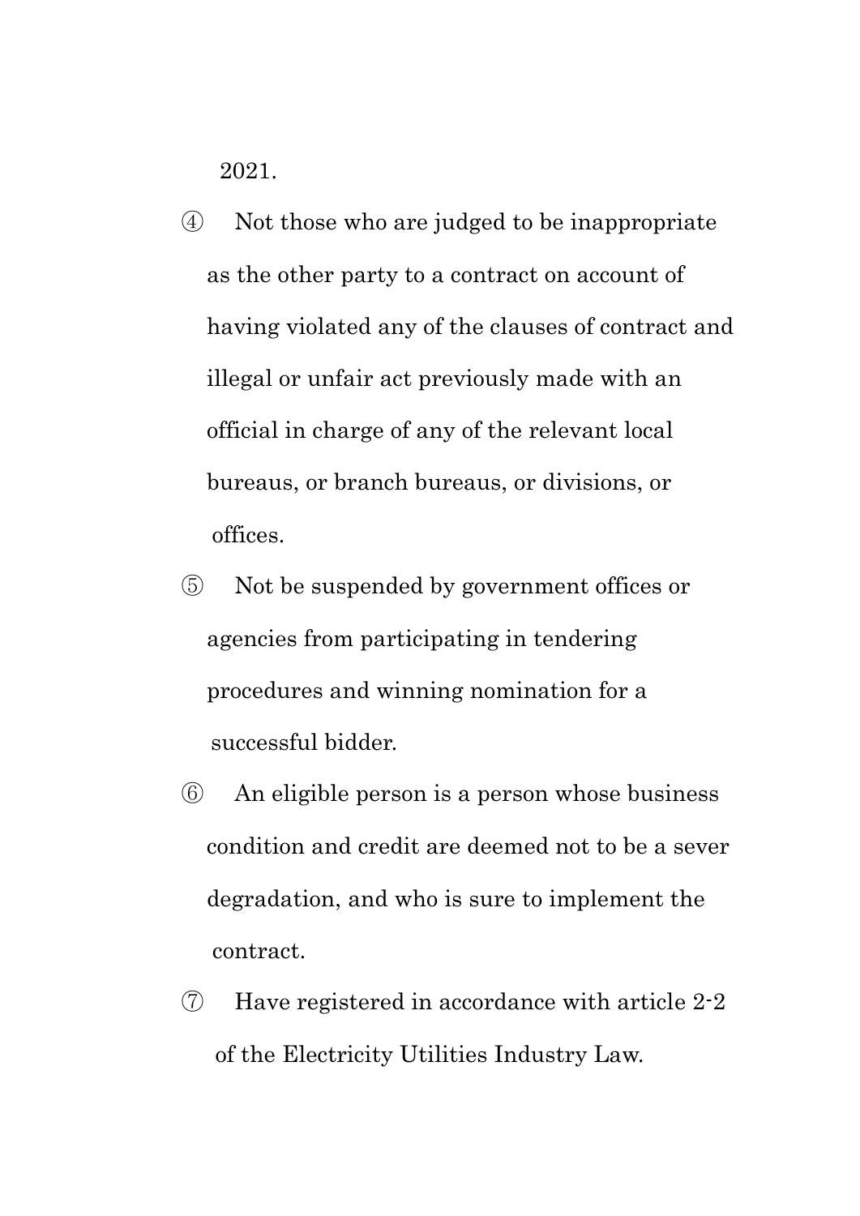2021.

④ Not those who are judged to be inappropriate as the other party to a contract on account of having violated any of the clauses of contract and illegal or unfair act previously made with an official in charge of any of the relevant local bureaus, or branch bureaus, or divisions, or offices.

⑤ Not be suspended by government offices or agencies from participating in tendering procedures and winning nomination for a successful bidder.

⑥ An eligible person is a person whose business condition and credit are deemed not to be a sever degradation, and who is sure to implement the contract.

⑦ Have registered in accordance with article 2-2 of the Electricity Utilities Industry Law.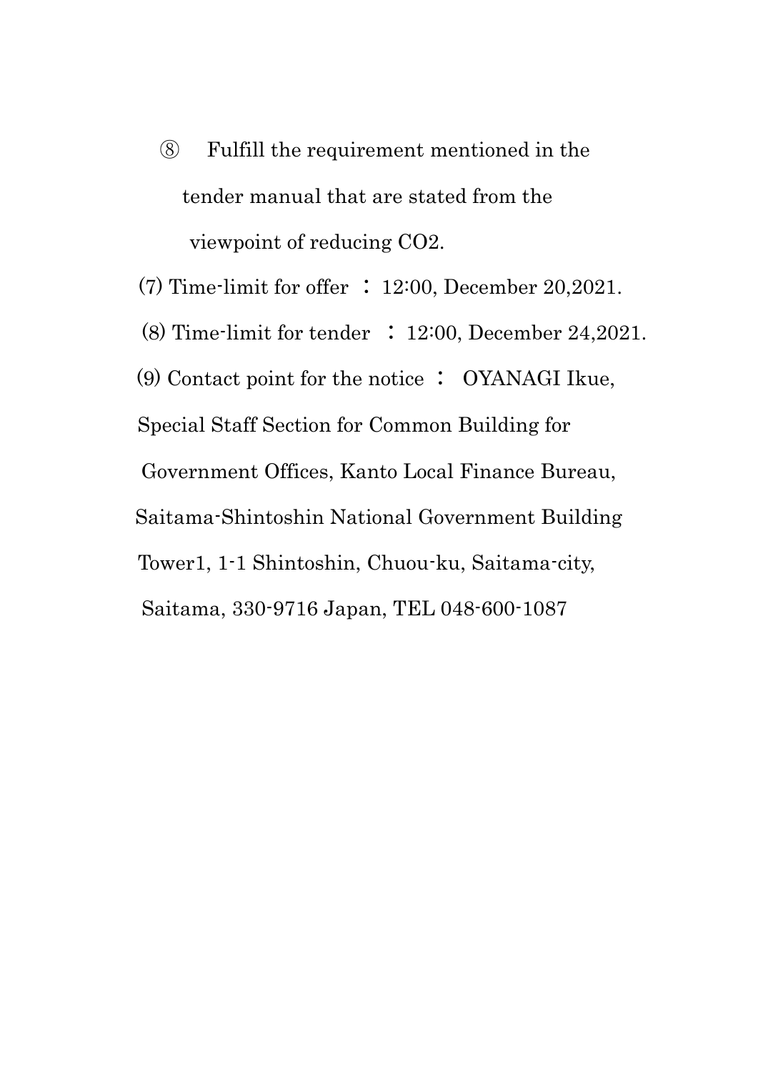⑧ Fulfill the requirement mentioned in the tender manual that are stated from the viewpoint of reducing $CO_2$.

(7) Time-limit for offer ： 12:00, December 20,2021.

(8) Time-limit for tender ： 12:00, December 24,2021.

(9) Contact point for the notice ： OYANAGI Ikue, Special Staff Section for Common Building for Government Offices, Kanto Local Finance Bureau, Saitama-Shintoshin National Government Building Tower1, 1-1 Shintoshin, Chuou-ku, Saitama-city, Saitama, 330-9716 Japan, TEL 048-600-1087